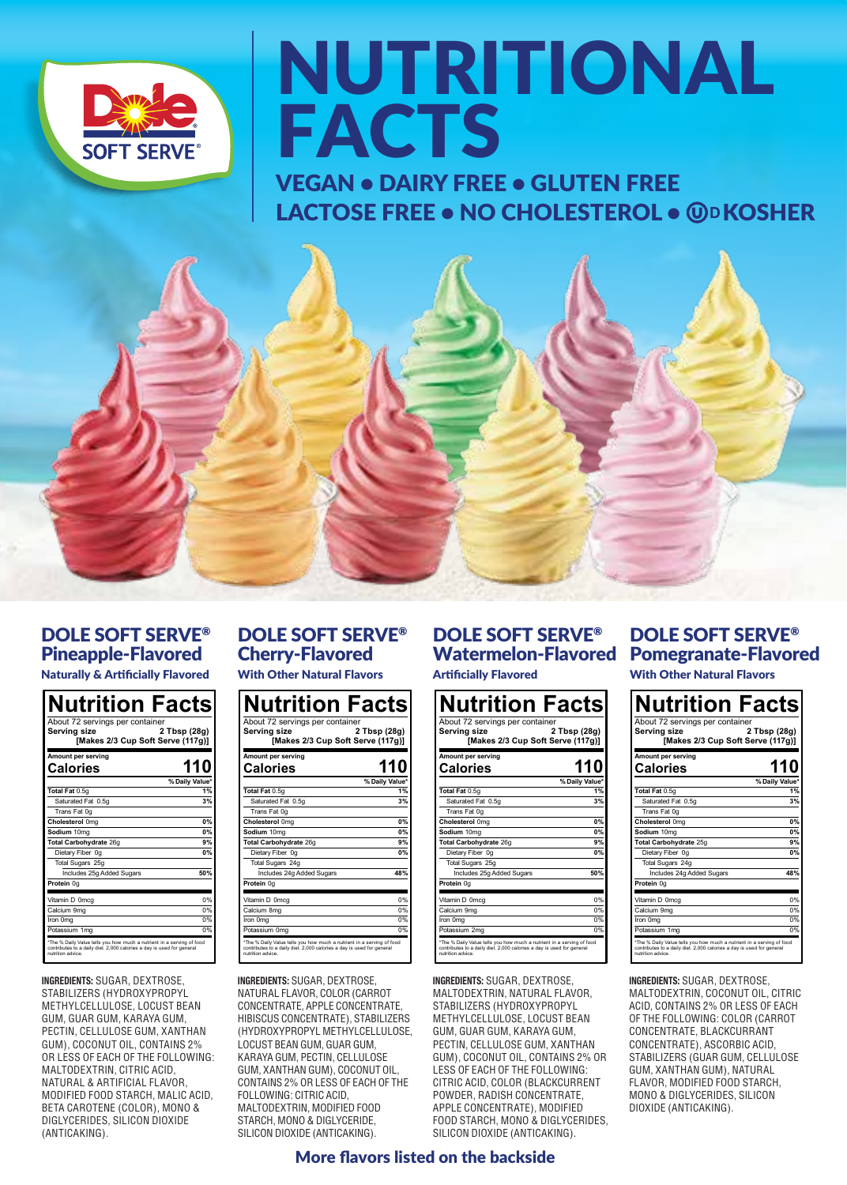# NUTRITIONAL FACTS

**VEGAN • DAIRY FREE • GLUTEN FREE**
**LACTOSE FREE • NO CHOLESTEROL • ⓊD KOSHER**

## DOLE SOFT SERVE® Pineapple-Flavored

**Naturally & Artificially Flavored**

**Nutrition Facts**

About 72 servings per container
**Serving size** 2 Tbsp (28g) [Makes 2/3 Cup Soft Serve (117g)]

| Amount per serving | |
|---|---|
| **Calories** | **110** |
| | **% Daily Value*** |
| **Total Fat** 0.5g | 1% |
| Saturated Fat 0.5g | 3% |
| Trans Fat 0g | |
| **Cholesterol** 0mg | 0% |
| **Sodium** 10mg | 0% |
| **Total Carbohydrate** 26g | 9% |
| Dietary Fiber 0g | 0% |
| Total Sugars 25g | |
| Includes 25g Added Sugars | 50% |
| **Protein** 0g | |
| Vitamin D 0mcg | 0% |
| Calcium 9mg | 0% |
| Iron 0mg | 0% |
| Potassium 1mg | 0% |

*The % Daily Value tells you how much a nutrient in a serving of food contributes to a daily diet. 2,000 calories a day is used for general nutrition advice.

**INGREDIENTS:** SUGAR, DEXTROSE, STABILIZERS (HYDROXYPROPYL METHYLCELLULOSE, LOCUST BEAN GUM, GUAR GUM, KARAYA GUM, PECTIN, CELLULOSE GUM, XANTHAN GUM), COCONUT OIL, CONTAINS 2% OR LESS OF EACH OF THE FOLLOWING: MALTODEXTRIN, CITRIC ACID, NATURAL & ARTIFICIAL FLAVOR, MODIFIED FOOD STARCH, MALIC ACID, BETA CAROTENE (COLOR), MONO & DIGLYCERIDES, SILICON DIOXIDE (ANTICAKING).

## DOLE SOFT SERVE® Cherry-Flavored

**With Other Natural Flavors**

**Nutrition Facts**

About 72 servings per container
**Serving size** 2 Tbsp (28g) [Makes 2/3 Cup Soft Serve (117g)]

| Amount per serving | |
|---|---|
| **Calories** | **110** |
| | **% Daily Value*** |
| **Total Fat** 0.5g | 1% |
| Saturated Fat 0.5g | 3% |
| Trans Fat 0g | |
| **Cholesterol** 0mg | 0% |
| **Sodium** 10mg | 0% |
| **Total Carbohydrate** 26g | 9% |
| Dietary Fiber 0g | 0% |
| Total Sugars 24g | |
| Includes 24g Added Sugars | 48% |
| **Protein** 0g | |
| Vitamin D 0mcg | 0% |
| Calcium 8mg | 0% |
| Iron 0mg | 0% |
| Potassium 0mg | 0% |

*The % Daily Value tells you how much a nutrient in a serving of food contributes to a daily diet. 2,000 calories a day is used for general nutrition advice.

**INGREDIENTS:** SUGAR, DEXTROSE, NATURAL FLAVOR, COLOR (CARROT CONCENTRATE, APPLE CONCENTRATE, HIBISCUS CONCENTRATE), STABILIZERS (HYDROXYPROPYL METHYLCELLULOSE, LOCUST BEAN GUM, GUAR GUM, KARAYA GUM, PECTIN, CELLULOSE GUM, XANTHAN GUM), COCONUT OIL, CONTAINS 2% OR LESS OF EACH OF THE FOLLOWING: CITRIC ACID, MALTODEXTRIN, MODIFIED FOOD STARCH, MONO & DIGLYCERIDE, SILICON DIOXIDE (ANTICAKING).

## DOLE SOFT SERVE® Watermelon-Flavored

**Artificially Flavored**

**Nutrition Facts**

About 72 servings per container
**Serving size** 2 Tbsp (28g) [Makes 2/3 Cup Soft Serve (117g)]

| Amount per serving | |
|---|---|
| **Calories** | **110** |
| | **% Daily Value*** |
| **Total Fat** 0.5g | 1% |
| Saturated Fat 0.5g | 3% |
| Trans Fat 0g | |
| **Cholesterol** 0mg | 0% |
| **Sodium** 10mg | 0% |
| **Total Carbohydrate** 26g | 9% |
| Dietary Fiber 0g | 0% |
| Total Sugars 25g | |
| Includes 25g Added Sugars | 50% |
| **Protein** 0g | |
| Vitamin D 0mcg | 0% |
| Calcium 9mg | 0% |
| Iron 0mg | 0% |
| Potassium 2mg | 0% |

*The % Daily Value tells you how much a nutrient in a serving of food contributes to a daily diet. 2,000 calories a day is used for general nutrition advice.

**INGREDIENTS:** SUGAR, DEXTROSE, MALTODEXTRIN, NATURAL FLAVOR, STABILIZERS (HYDROXYPROPYL METHYLCELLULOSE, LOCUST BEAN GUM, GUAR GUM, KARAYA GUM, PECTIN, CELLULOSE GUM, XANTHAN GUM), COCONUT OIL, CONTAINS 2% OR LESS OF EACH OF THE FOLLOWING: CITRIC ACID, COLOR (BLACKCURRENT POWDER, RADISH CONCENTRATE, APPLE CONCENTRATE), MODIFIED FOOD STARCH, MONO & DIGLYCERIDES, SILICON DIOXIDE (ANTICAKING).

## DOLE SOFT SERVE® Pomegranate-Flavored

**With Other Natural Flavors**

**Nutrition Facts**

About 72 servings per container
**Serving size** 2 Tbsp (28g) [Makes 2/3 Cup Soft Serve (117g)]

| Amount per serving | |
|---|---|
| **Calories** | **110** |
| | **% Daily Value*** |
| **Total Fat** 0.5g | 1% |
| Saturated Fat 0.5g | 3% |
| Trans Fat 0g | |
| **Cholesterol** 0mg | 0% |
| **Sodium** 10mg | 0% |
| **Total Carbohydrate** 25g | 9% |
| Dietary Fiber 0g | 0% |
| Total Sugars 24g | |
| Includes 24g Added Sugars | 48% |
| **Protein** 0g | |
| Vitamin D 0mcg | 0% |
| Calcium 9mg | 0% |
| Iron 0mg | 0% |
| Potassium 1mg | 0% |

*The % Daily Value tells you how much a nutrient in a serving of food contributes to a daily diet. 2,000 calories a day is used for general nutrition advice.

**INGREDIENTS:** SUGAR, DEXTROSE, MALTODEXTRIN, COCONUT OIL, CITRIC ACID, CONTAINS 2% OR LESS OF EACH OF THE FOLLOWING: COLOR (CARROT CONCENTRATE, BLACKCURRANT CONCENTRATE), ASCORBIC ACID, STABILIZERS (GUAR GUM, CELLULOSE GUM, XANTHAN GUM), NATURAL FLAVOR, MODIFIED FOOD STARCH, MONO & DIGLYCERIDES, SILICON DIOXIDE (ANTICAKING).

**More flavors listed on the backside**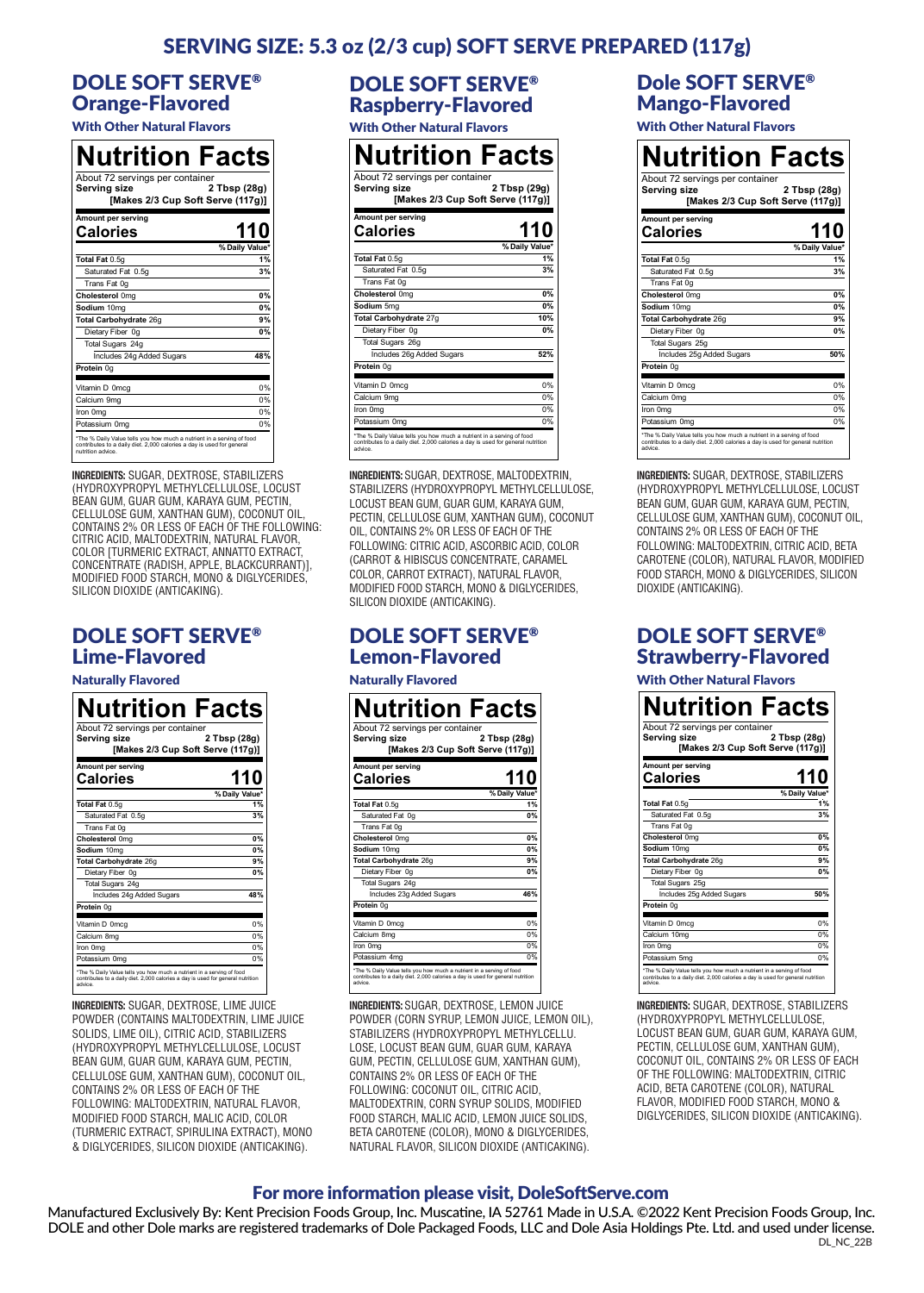# SERVING SIZE: 5.3 oz (2/3 cup) SOFT SERVE PREPARED (117g)

## DOLE SOFT SERVE® Orange-Flavored

**With Other Natural Flavors**

**Nutrition Facts**

About 72 servings per container
**Serving size 2 Tbsp (28g)**
**[Makes 2/3 Cup Soft Serve (117g)]**

| Amount per serving | |
|---|---|
| **Calories** | **110** |
| | **% Daily Value*** |
| **Total Fat** 0.5g | **1%** |
| Saturated Fat 0.5g | **3%** |
| Trans Fat 0g | |
| **Cholesterol** 0mg | **0%** |
| **Sodium** 10mg | **0%** |
| **Total Carbohydrate** 26g | **9%** |
| Dietary Fiber 0g | **0%** |
| Total Sugars 24g | |
| Includes 24g Added Sugars | **48%** |
| **Protein** 0g | |
| Vitamin D 0mcg | 0% |
| Calcium 9mg | 0% |
| Iron 0mg | 0% |
| Potassium 0mg | 0% |

*The % Daily Value tells you how much a nutrient in a serving of food contributes to a daily diet. 2,000 calories a day is used for general nutrition advice.

**INGREDIENTS:** SUGAR, DEXTROSE, STABILIZERS (HYDROXYPROPYL METHYLCELLULOSE, LOCUST BEAN GUM, GUAR GUM, KARAYA GUM, PECTIN, CELLULOSE GUM, XANTHAN GUM), COCONUT OIL, CONTAINS 2% OR LESS OF EACH OF THE FOLLOWING: CITRIC ACID, MALTODEXTRIN, NATURAL FLAVOR, COLOR [TURMERIC EXTRACT, ANNATTO EXTRACT, CONCENTRATE (RADISH, APPLE, BLACKCURRANT)], MODIFIED FOOD STARCH, MONO & DIGLYCERIDES, SILICON DIOXIDE (ANTICAKING).

## DOLE SOFT SERVE® Raspberry-Flavored

**With Other Natural Flavors**

**Nutrition Facts**

About 72 servings per container
**Serving size 2 Tbsp (29g)**
**[Makes 2/3 Cup Soft Serve (117g)]**

| Amount per serving | |
|---|---|
| **Calories** | **110** |
| | **% Daily Value*** |
| **Total Fat** 0.5g | **1%** |
| Saturated Fat 0.5g | **3%** |
| Trans Fat 0g | |
| **Cholesterol** 0mg | **0%** |
| **Sodium** 5mg | **0%** |
| **Total Carbohydrate** 27g | **10%** |
| Dietary Fiber 0g | **0%** |
| Total Sugars 26g | |
| Includes 26g Added Sugars | **52%** |
| **Protein** 0g | |
| Vitamin D 0mcg | 0% |
| Calcium 9mg | 0% |
| Iron 0mg | 0% |
| Potassium 0mg | 0% |

*The % Daily Value tells you how much a nutrient in a serving of food contributes to a daily diet. 2,000 calories a day is used for general nutrition advice.

**INGREDIENTS:** SUGAR, DEXTROSE, MALTODEXTRIN, STABILIZERS (HYDROXYPROPYL METHYLCELLULOSE, LOCUST BEAN GUM, GUAR GUM, KARAYA GUM, PECTIN, CELLULOSE GUM, XANTHAN GUM), COCONUT OIL, CONTAINS 2% OR LESS OF EACH OF THE FOLLOWING: CITRIC ACID, ASCORBIC ACID, COLOR (CARROT & HIBISCUS CONCENTRATE, CARAMEL COLOR, CARROT EXTRACT), NATURAL FLAVOR, MODIFIED FOOD STARCH, MONO & DIGLYCERIDES, SILICON DIOXIDE (ANTICAKING).

## Dole SOFT SERVE® Mango-Flavored

**With Other Natural Flavors**

**Nutrition Facts**

About 72 servings per container
**Serving size 2 Tbsp (28g)**
**[Makes 2/3 Cup Soft Serve (117g)]**

| Amount per serving | |
|---|---|
| **Calories** | **110** |
| | **% Daily Value*** |
| **Total Fat** 0.5g | **1%** |
| Saturated Fat 0.5g | **3%** |
| Trans Fat 0g | |
| **Cholesterol** 0mg | **0%** |
| **Sodium** 10mg | **0%** |
| **Total Carbohydrate** 26g | **9%** |
| Dietary Fiber 0g | **0%** |
| Total Sugars 25g | |
| Includes 25g Added Sugars | **50%** |
| **Protein** 0g | |
| Vitamin D 0mcg | 0% |
| Calcium 0mg | 0% |
| Iron 0mg | 0% |
| Potassium 0mg | 0% |

*The % Daily Value tells you how much a nutrient in a serving of food contributes to a daily diet. 2,000 calories a day is used for general nutrition advice.

**INGREDIENTS:** SUGAR, DEXTROSE, STABILIZERS (HYDROXYPROPYL METHYLCELLULOSE, LOCUST BEAN GUM, GUAR GUM, KARAYA GUM, PECTIN, CELLULOSE GUM, XANTHAN GUM), COCONUT OIL, CONTAINS 2% OR LESS OF EACH OF THE FOLLOWING: MALTODEXTRIN, CITRIC ACID, BETA CAROTENE (COLOR), NATURAL FLAVOR, MODIFIED FOOD STARCH, MONO & DIGLYCERIDES, SILICON DIOXIDE (ANTICAKING).

## DOLE SOFT SERVE® Lime-Flavored

**Naturally Flavored**

**Nutrition Facts**

About 72 servings per container
**Serving size 2 Tbsp (28g)**
**[Makes 2/3 Cup Soft Serve (117g)]**

| Amount per serving | |
|---|---|
| **Calories** | **110** |
| | **% Daily Value*** |
| **Total Fat** 0.5g | **1%** |
| Saturated Fat 0.5g | **3%** |
| Trans Fat 0g | |
| **Cholesterol** 0mg | **0%** |
| **Sodium** 10mg | **0%** |
| **Total Carbohydrate** 26g | **9%** |
| Dietary Fiber 0g | **0%** |
| Total Sugars 24g | |
| Includes 24g Added Sugars | **48%** |
| **Protein** 0g | |
| Vitamin D 0mcg | 0% |
| Calcium 8mg | 0% |
| Iron 0mg | 0% |
| Potassium 0mg | 0% |

*The % Daily Value tells you how much a nutrient in a serving of food contributes to a daily diet. 2,000 calories a day is used for general nutrition advice.

**INGREDIENTS:** SUGAR, DEXTROSE, LIME JUICE POWDER (CONTAINS MALTODEXTRIN, LIME JUICE SOLIDS, LIME OIL), CITRIC ACID, STABILIZERS (HYDROXYPROPYL METHYLCELLULOSE, LOCUST BEAN GUM, GUAR GUM, KARAYA GUM, PECTIN, CELLULOSE GUM, XANTHAN GUM), COCONUT OIL, CONTAINS 2% OR LESS OF EACH OF THE FOLLOWING: MALTODEXTRIN, NATURAL FLAVOR, MODIFIED FOOD STARCH, MALIC ACID, COLOR (TURMERIC EXTRACT, SPIRULINA EXTRACT), MONO & DIGLYCERIDES, SILICON DIOXIDE (ANTICAKING).

## DOLE SOFT SERVE® Lemon-Flavored

**Naturally Flavored**

**Nutrition Facts**

About 72 servings per container
**Serving size 2 Tbsp (28g)**
**[Makes 2/3 Cup Soft Serve (117g)]**

| Amount per serving | |
|---|---|
| **Calories** | **110** |
| | **% Daily Value*** |
| **Total Fat** 0.5g | **1%** |
| Saturated Fat 0g | **0%** |
| Trans Fat 0g | |
| **Cholesterol** 0mg | **0%** |
| **Sodium** 10mg | **0%** |
| **Total Carbohydrate** 26g | **9%** |
| Dietary Fiber 0g | **0%** |
| Total Sugars 24g | |
| Includes 23g Added Sugars | **46%** |
| **Protein** 0g | |
| Vitamin D 0mcg | 0% |
| Calcium 8mg | 0% |
| Iron 0mg | 0% |
| Potassium 4mg | 0% |

*The % Daily Value tells you how much a nutrient in a serving of food contributes to a daily diet. 2,000 calories a day is used for general nutrition advice.

**INGREDIENTS:** SUGAR, DEXTROSE, LEMON JUICE POWDER (CORN SYRUP, LEMON JUICE, LEMON OIL), STABILIZERS (HYDROXYPROPYL METHYLCELLU-LOSE, LOCUST BEAN GUM, GUAR GUM, KARAYA GUM, PECTIN, CELLULOSE GUM, XANTHAN GUM), CONTAINS 2% OR LESS OF EACH OF THE FOLLOWING: COCONUT OIL, CITRIC ACID, MALTODEXTRIN, CORN SYRUP SOLIDS, MODIFIED FOOD STARCH, MALIC ACID, LEMON JUICE SOLIDS, BETA CAROTENE (COLOR), MONO & DIGLYCERIDES, NATURAL FLAVOR, SILICON DIOXIDE (ANTICAKING).

## DOLE SOFT SERVE® Strawberry-Flavored

**With Other Natural Flavors**

**Nutrition Facts**

About 72 servings per container
**Serving size 2 Tbsp (28g)**
**[Makes 2/3 Cup Soft Serve (117g)]**

| Amount per serving | |
|---|---|
| **Calories** | **110** |
| | **% Daily Value*** |
| **Total Fat** 0.5g | **1%** |
| Saturated Fat 0.5g | **3%** |
| Trans Fat 0g | |
| **Cholesterol** 0mg | **0%** |
| **Sodium** 10mg | **0%** |
| **Total Carbohydrate** 26g | **9%** |
| Dietary Fiber 0g | **0%** |
| Total Sugars 25g | |
| Includes 25g Added Sugars | **50%** |
| **Protein** 0g | |
| Vitamin D 0mcg | 0% |
| Calcium 10mg | 0% |
| Iron 0mg | 0% |
| Potassium 5mg | 0% |

*The % Daily Value tells you how much a nutrient in a serving of food contributes to a daily diet. 2,000 calories a day is used for general nutrition advice.

**INGREDIENTS:** SUGAR, DEXTROSE, STABILIZERS (HYDROXYPROPYL METHYLCELLULOSE, LOCUST BEAN GUM, GUAR GUM, KARAYA GUM, PECTIN, CELLULOSE GUM, XANTHAN GUM), COCONUT OIL, CONTAINS 2% OR LESS OF EACH OF THE FOLLOWING: MALTODEXTRIN, CITRIC ACID, BETA CAROTENE (COLOR), NATURAL FLAVOR, MODIFIED FOOD STARCH, MONO & DIGLYCERIDES, SILICON DIOXIDE (ANTICAKING).

**For more information please visit, DoleSoftServe.com**

Manufactured Exclusively By: Kent Precision Foods Group, Inc. Muscatine, IA 52761 Made in U.S.A. ©2022 Kent Precision Foods Group, Inc. DOLE and other Dole marks are registered trademarks of Dole Packaged Foods, LLC and Dole Asia Holdings Pte. Ltd. and used under license.

DL_NC_22B